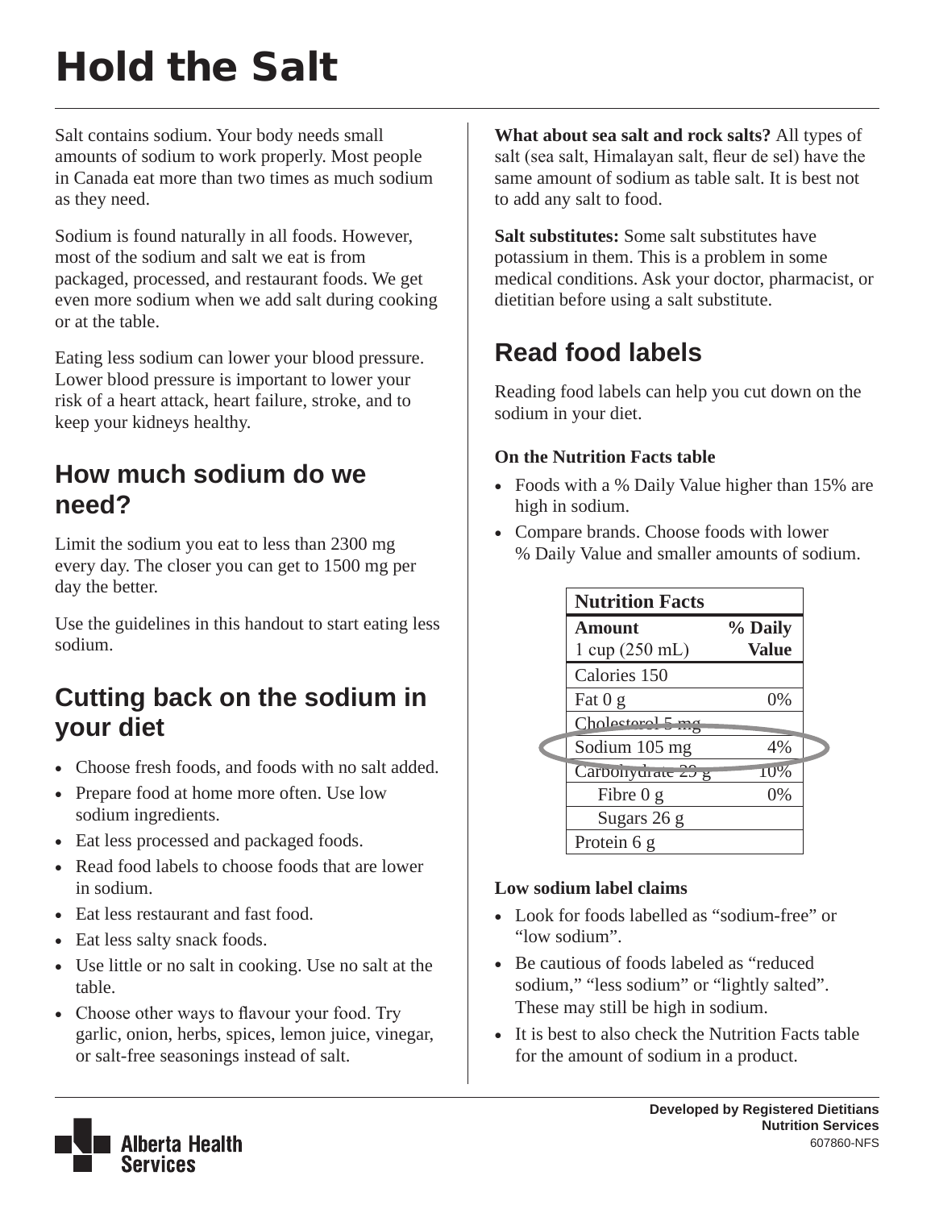# Hold the Salt

Salt contains sodium. Your body needs small amounts of sodium to work properly. Most people in Canada eat more than two times as much sodium as they need.

Sodium is found naturally in all foods. However, most of the sodium and salt we eat is from packaged, processed, and restaurant foods. We get even more sodium when we add salt during cooking or at the table.

Eating less sodium can lower your blood pressure. Lower blood pressure is important to lower your risk of a heart attack, heart failure, stroke, and to keep your kidneys healthy.

## How much sodium do we need?

Limit the sodium you eat to less than 2300 mg every day. The closer you can get to 1500 mg per day the better.

Use the guidelines in this handout to start eating less sodium.

## Cutting back on the sodium in your diet

- Choose fresh foods, and foods with no salt added.
- Prepare food at home more often. Use low sodium ingredients.
- Eat less processed and packaged foods.
- Read food labels to choose foods that are lower in sodium.
- Eat less restaurant and fast food.
- Eat less salty snack foods.
- Use little or no salt in cooking. Use no salt at the table.
- Choose other ways to flavour your food. Try garlic, onion, herbs, spices, lemon juice, vinegar, or salt-free seasonings instead of salt.

**What about sea salt and rock salts?** All types of salt (sea salt, Himalayan salt, fleur de sel) have the same amount of sodium as table salt. It is best not to add any salt to food.

**Salt substitutes:** Some salt substitutes have potassium in them. This is a problem in some medical conditions. Ask your doctor, pharmacist, or dietitian before using a salt substitute.

## Read food labels

Reading food labels can help you cut down on the sodium in your diet.

**On the Nutrition Facts table**

- Foods with a % Daily Value higher than 15% are high in sodium.
- Compare brands. Choose foods with lower % Daily Value and smaller amounts of sodium.

| **Nutrition Facts** | |
|---|---|
| **Amount** 1 cup (250 mL) | **% Daily Value** |
| Calories 150 | |
| Fat 0 g | 0% |
| Cholesterol 5 mg | |
| Sodium 105 mg | 4% |
| Carbohydrate 29 g | 10% |
| Fibre 0 g | 0% |
| Sugars 26 g | |
| Protein 6 g | |

**Low sodium label claims**

- Look for foods labelled as "sodium-free" or "low sodium".
- Be cautious of foods labeled as "reduced sodium," "less sodium" or "lightly salted". These may still be high in sodium.
- It is best to also check the Nutrition Facts table for the amount of sodium in a product.

**Developed by Registered Dietitians**
**Nutrition Services**
607860-NFS

Alberta Health Services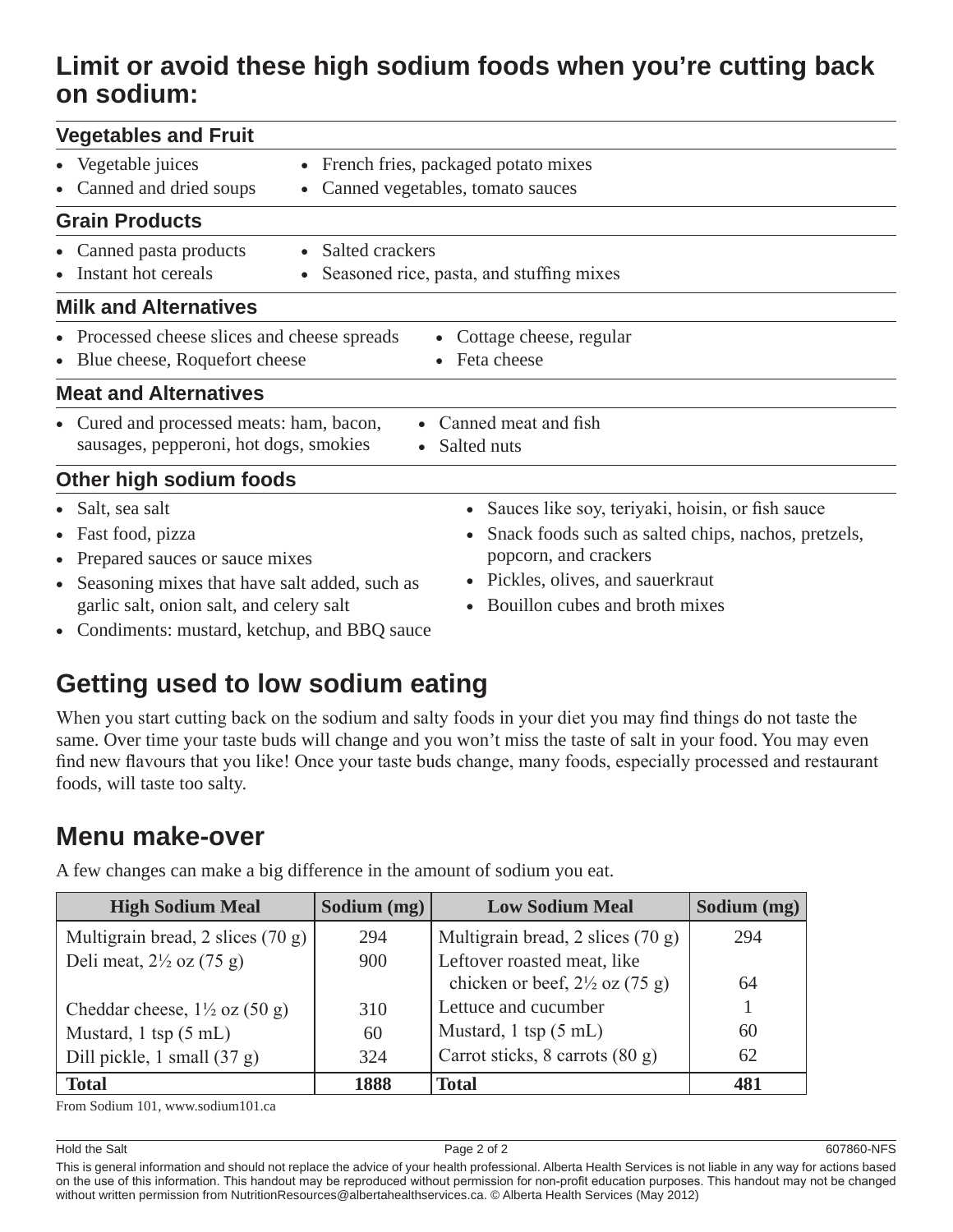## Limit or avoid these high sodium foods when you're cutting back on sodium:

### Vegetables and Fruit

- Vegetable juices
- Canned and dried soups
- French fries, packaged potato mixes
- Canned vegetables, tomato sauces

### Grain Products

- Canned pasta products
- Instant hot cereals
- Salted crackers
- Seasoned rice, pasta, and stuffing mixes

### Milk and Alternatives

- Processed cheese slices and cheese spreads
- Blue cheese, Roquefort cheese
- Cottage cheese, regular
- Feta cheese

### Meat and Alternatives

- Cured and processed meats: ham, bacon, sausages, pepperoni, hot dogs, smokies
- Canned meat and fish
- Salted nuts

### Other high sodium foods

- Salt, sea salt
- Fast food, pizza
- Prepared sauces or sauce mixes
- Seasoning mixes that have salt added, such as garlic salt, onion salt, and celery salt
- Condiments: mustard, ketchup, and BBQ sauce
- Sauces like soy, teriyaki, hoisin, or fish sauce
- Snack foods such as salted chips, nachos, pretzels, popcorn, and crackers
- Pickles, olives, and sauerkraut
- Bouillon cubes and broth mixes

## Getting used to low sodium eating

When you start cutting back on the sodium and salty foods in your diet you may find things do not taste the same. Over time your taste buds will change and you won't miss the taste of salt in your food. You may even find new flavours that you like! Once your taste buds change, many foods, especially processed and restaurant foods, will taste too salty.

## Menu make-over

A few changes can make a big difference in the amount of sodium you eat.

| High Sodium Meal | Sodium (mg) | Low Sodium Meal | Sodium (mg) |
|---|---|---|---|
| Multigrain bread, 2 slices (70 g) | 294 | Multigrain bread, 2 slices (70 g) | 294 |
| Deli meat, 2½ oz (75 g) | 900 | Leftover roasted meat, like chicken or beef, 2½ oz (75 g) | 64 |
| Cheddar cheese, 1½ oz (50 g) | 310 | Lettuce and cucumber | 1 |
| Mustard, 1 tsp (5 mL) | 60 | Mustard, 1 tsp (5 mL) | 60 |
| Dill pickle, 1 small (37 g) | 324 | Carrot sticks, 8 carrots (80 g) | 62 |
| **Total** | **1888** | **Total** | **481** |

From Sodium 101, www.sodium101.ca

This is general information and should not replace the advice of your health professional. Alberta Health Services is not liable in any way for actions based on the use of this information. This handout may be reproduced without permission for non-profit education purposes. This handout may not be changed without written permission from NutritionResources@albertahealthservices.ca. © Alberta Health Services (May 2012)